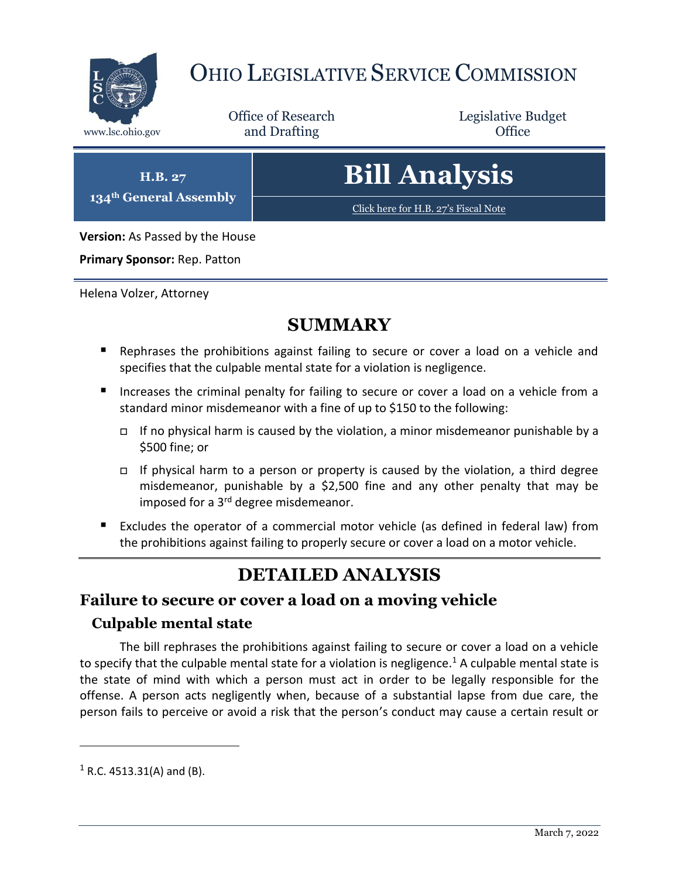# Ohio Legislative Service Commission

www.lsc.ohio.gov

Office of Research and Drafting

Legislative Budget Office

**H.B. 27**
**134th General Assembly**

# Bill Analysis

Click here for H.B. 27's Fiscal Note

**Version:** As Passed by the House

**Primary Sponsor:** Rep. Patton

Helena Volzer, Attorney

## SUMMARY

- Rephrases the prohibitions against failing to secure or cover a load on a vehicle and specifies that the culpable mental state for a violation is negligence.
- Increases the criminal penalty for failing to secure or cover a load on a vehicle from a standard minor misdemeanor with a fine of up to $150 to the following:
  - If no physical harm is caused by the violation, a minor misdemeanor punishable by a $500 fine; or
  - If physical harm to a person or property is caused by the violation, a third degree misdemeanor, punishable by a $2,500 fine and any other penalty that may be imposed for a 3rd degree misdemeanor.
- Excludes the operator of a commercial motor vehicle (as defined in federal law) from the prohibitions against failing to properly secure or cover a load on a motor vehicle.

## DETAILED ANALYSIS

## Failure to secure or cover a load on a moving vehicle

### Culpable mental state

The bill rephrases the prohibitions against failing to secure or cover a load on a vehicle to specify that the culpable mental state for a violation is negligence.[1] A culpable mental state is the state of mind with which a person must act in order to be legally responsible for the offense. A person acts negligently when, because of a substantial lapse from due care, the person fails to perceive or avoid a risk that the person's conduct may cause a certain result or

[1] R.C. 4513.31(A) and (B).

March 7, 2022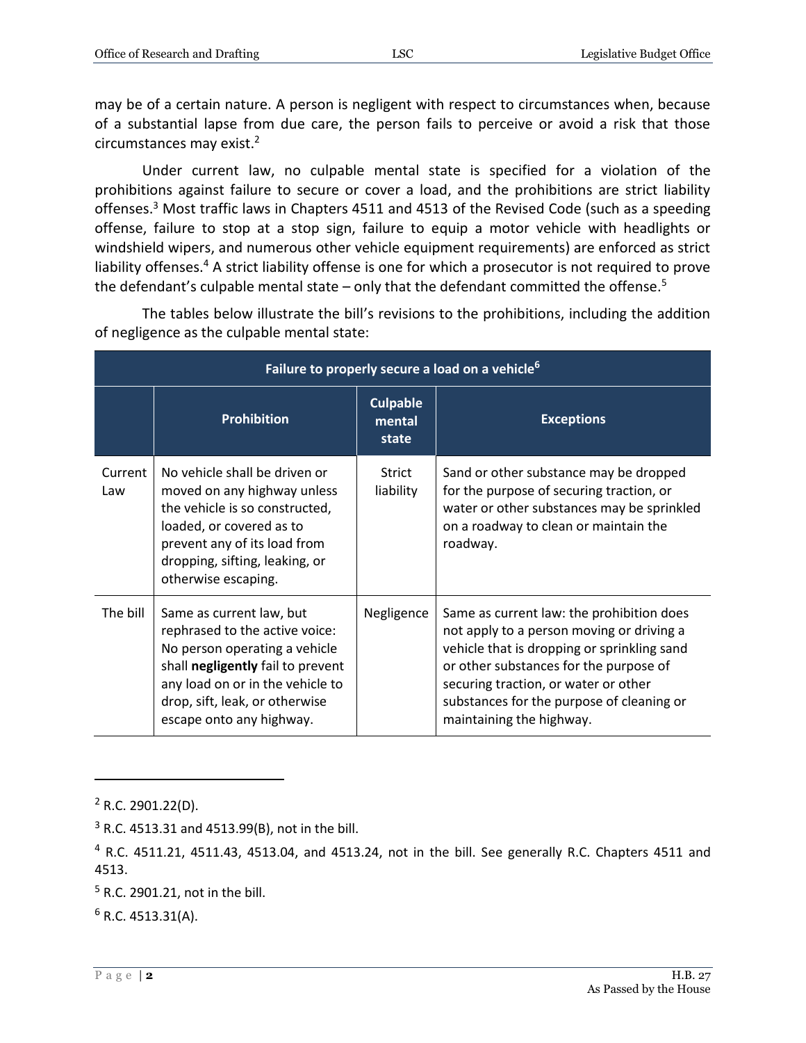may be of a certain nature. A person is negligent with respect to circumstances when, because of a substantial lapse from due care, the person fails to perceive or avoid a risk that those circumstances may exist.[2]

Under current law, no culpable mental state is specified for a violation of the prohibitions against failure to secure or cover a load, and the prohibitions are strict liability offenses.[3] Most traffic laws in Chapters 4511 and 4513 of the Revised Code (such as a speeding offense, failure to stop at a stop sign, failure to equip a motor vehicle with headlights or windshield wipers, and numerous other vehicle equipment requirements) are enforced as strict liability offenses.[4] A strict liability offense is one for which a prosecutor is not required to prove the defendant's culpable mental state – only that the defendant committed the offense.[5]

The tables below illustrate the bill's revisions to the prohibitions, including the addition of negligence as the culpable mental state:

| Failure to properly secure a load on a vehicle[6] | | | |
|---|---|---|---|
| | **Prohibition** | **Culpable mental state** | **Exceptions** |
| Current Law | No vehicle shall be driven or moved on any highway unless the vehicle is so constructed, loaded, or covered as to prevent any of its load from dropping, sifting, leaking, or otherwise escaping. | Strict liability | Sand or other substance may be dropped for the purpose of securing traction, or water or other substances may be sprinkled on a roadway to clean or maintain the roadway. |
| The bill | Same as current law, but rephrased to the active voice: No person operating a vehicle shall **negligently** fail to prevent any load on or in the vehicle to drop, sift, leak, or otherwise escape onto any highway. | Negligence | Same as current law: the prohibition does not apply to a person moving or driving a vehicle that is dropping or sprinkling sand or other substances for the purpose of securing traction, or water or other substances for the purpose of cleaning or maintaining the highway. |

[2] R.C. 2901.22(D).

[3] R.C. 4513.31 and 4513.99(B), not in the bill.

[4] R.C. 4511.21, 4511.43, 4513.04, and 4513.24, not in the bill. See generally R.C. Chapters 4511 and 4513.

[5] R.C. 2901.21, not in the bill.

[6] R.C. 4513.31(A).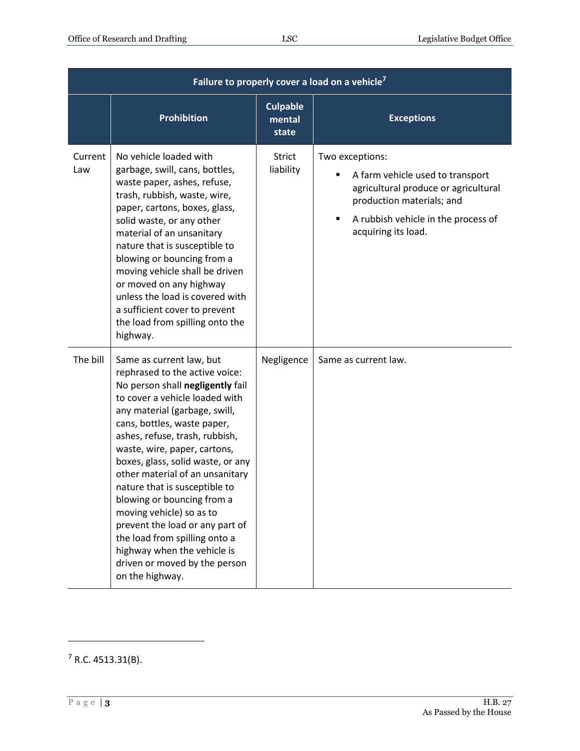| Failure to properly cover a load on a vehicle[7] | | | |
|---|---|---|---|
| | **Prohibition** | **Culpable mental state** | **Exceptions** |
| Current Law | No vehicle loaded with garbage, swill, cans, bottles, waste paper, ashes, refuse, trash, rubbish, waste, wire, paper, cartons, boxes, glass, solid waste, or any other material of an unsanitary nature that is susceptible to blowing or bouncing from a moving vehicle shall be driven or moved on any highway unless the load is covered with a sufficient cover to prevent the load from spilling onto the highway. | Strict liability | Two exceptions:<br>▪ A farm vehicle used to transport agricultural produce or agricultural production materials; and<br>▪ A rubbish vehicle in the process of acquiring its load. |
| The bill | Same as current law, but rephrased to the active voice: No person shall **negligently** fail to cover a vehicle loaded with any material (garbage, swill, cans, bottles, waste paper, ashes, refuse, trash, rubbish, waste, wire, paper, cartons, boxes, glass, solid waste, or any other material of an unsanitary nature that is susceptible to blowing or bouncing from a moving vehicle) so as to prevent the load or any part of the load from spilling onto a highway when the vehicle is driven or moved by the person on the highway. | Negligence | Same as current law. |

[7] R.C. 4513.31(B).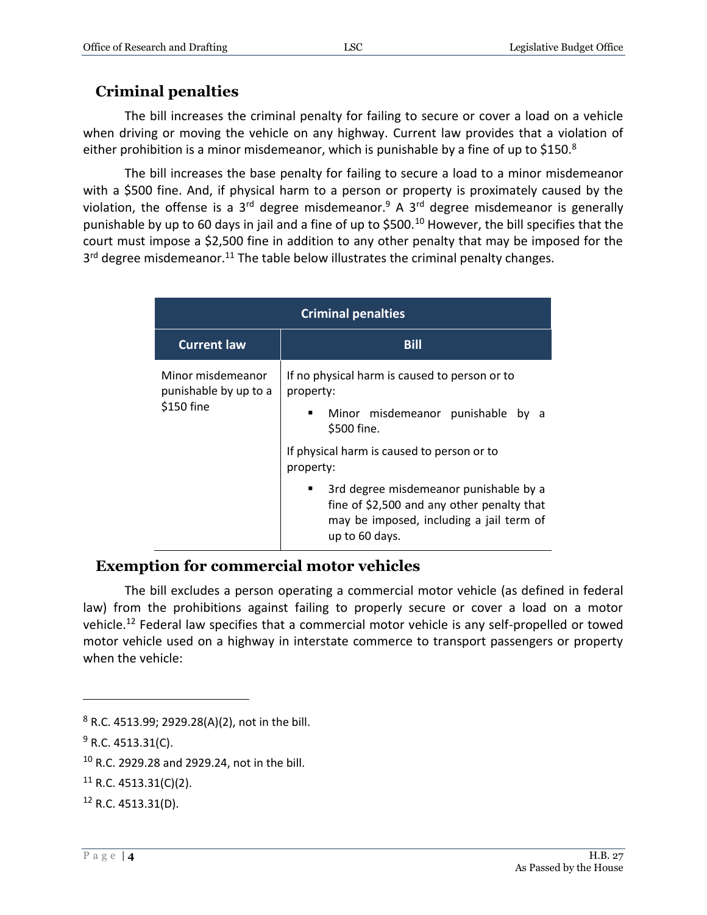## Criminal penalties

The bill increases the criminal penalty for failing to secure or cover a load on a vehicle when driving or moving the vehicle on any highway. Current law provides that a violation of either prohibition is a minor misdemeanor, which is punishable by a fine of up to $150.[8]

The bill increases the base penalty for failing to secure a load to a minor misdemeanor with a $500 fine. And, if physical harm to a person or property is proximately caused by the violation, the offense is a 3rd degree misdemeanor.[9] A 3rd degree misdemeanor is generally punishable by up to 60 days in jail and a fine of up to $500.[10] However, the bill specifies that the court must impose a $2,500 fine in addition to any other penalty that may be imposed for the 3rd degree misdemeanor.[11] The table below illustrates the criminal penalty changes.

| Criminal penalties | |
|---|---|
| **Current law** | **Bill** |
| Minor misdemeanor punishable by up to a $150 fine | If no physical harm is caused to person or to property:<br>▪ Minor misdemeanor punishable by a $500 fine.<br>If physical harm is caused to person or to property:<br>▪ 3rd degree misdemeanor punishable by a fine of $2,500 and any other penalty that may be imposed, including a jail term of up to 60 days. |

## Exemption for commercial motor vehicles

The bill excludes a person operating a commercial motor vehicle (as defined in federal law) from the prohibitions against failing to properly secure or cover a load on a motor vehicle.[12] Federal law specifies that a commercial motor vehicle is any self-propelled or towed motor vehicle used on a highway in interstate commerce to transport passengers or property when the vehicle:

---

[8] R.C. 4513.99; 2929.28(A)(2), not in the bill.

[9] R.C. 4513.31(C).

[10] R.C. 2929.28 and 2929.24, not in the bill.

[11] R.C. 4513.31(C)(2).

[12] R.C. 4513.31(D).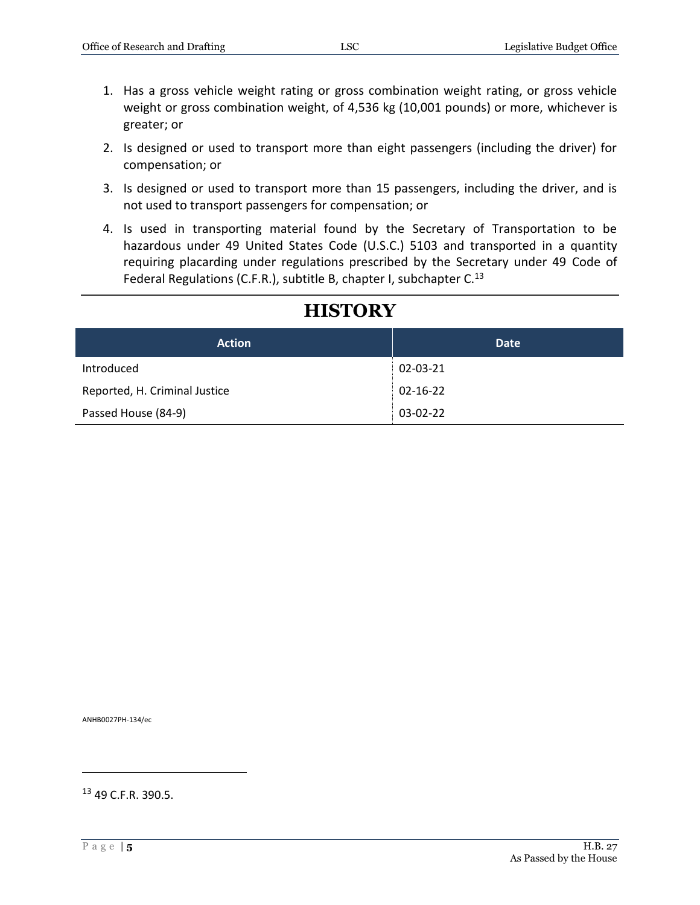1. Has a gross vehicle weight rating or gross combination weight rating, or gross vehicle weight or gross combination weight, of 4,536 kg (10,001 pounds) or more, whichever is greater; or
2. Is designed or used to transport more than eight passengers (including the driver) for compensation; or
3. Is designed or used to transport more than 15 passengers, including the driver, and is not used to transport passengers for compensation; or
4. Is used in transporting material found by the Secretary of Transportation to be hazardous under 49 United States Code (U.S.C.) 5103 and transported in a quantity requiring placarding under regulations prescribed by the Secretary under 49 Code of Federal Regulations (C.F.R.), subtitle B, chapter I, subchapter C.[13]

# HISTORY

| Action | Date |
| --- | --- |
| Introduced | 02-03-21 |
| Reported, H. Criminal Justice | 02-16-22 |
| Passed House (84-9) | 03-02-22 |

ANHB0027PH-134/ec

[13] 49 C.F.R. 390.5.